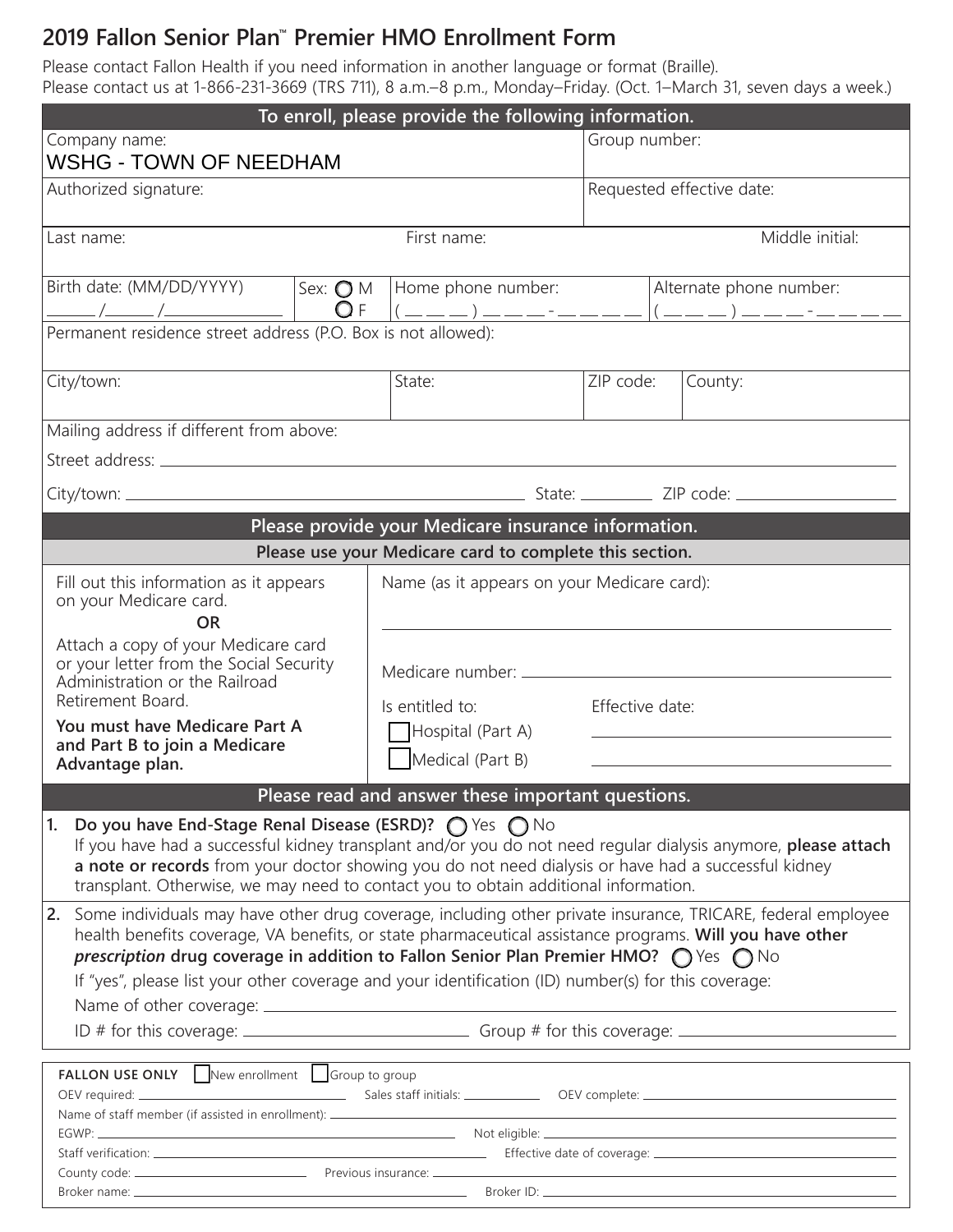# 2019 Fallon Senior Plan™ Premier HMO Enrollment Form

Please contact Fallon Health if you need information in another language or format (Braille).
Please contact us at 1-866-231-3669 (TRS 711), 8 a.m.–8 p.m., Monday–Friday. (Oct. 1–March 31, seven days a week.)

## To enroll, please provide the following information.

| Company name: WSHG - TOWN OF NEEDHAM | Group number: |
|---|---|
| Authorized signature: | Requested effective date: |

| Last name: | First name: | Middle initial: |
|---|---|---|

| Birth date: (MM/DD/YYYY) ___/___/______ | Sex: ◯ M ◯ F | Home phone number: ( ___ ) ___ - ____ | Alternate phone number: ( ___ ) ___ - ____ |
|---|---|---|---|

Permanent residence street address (P.O. Box is not allowed):

| City/town: | State: | ZIP code: | County: |
|---|---|---|---|

Mailing address if different from above:

Street address: ______________________

City/town: ______________________ State: ________ ZIP code: ______________

## Please provide your Medicare insurance information.

### Please use your Medicare card to complete this section.

Fill out this information as it appears on your Medicare card.

**OR**

Attach a copy of your Medicare card or your letter from the Social Security Administration or the Railroad Retirement Board.

**You must have Medicare Part A and Part B to join a Medicare Advantage plan.**

Name (as it appears on your Medicare card): ______________________

Medicare number: ______________________

| Is entitled to: | Effective date: |
|---|---|
| ☐ Hospital (Part A) | ______________ |
| ☐ Medical (Part B) | ______________ |

## Please read and answer these important questions.

1. **Do you have End-Stage Renal Disease (ESRD)?** ◯ Yes ◯ No
   If you have had a successful kidney transplant and/or you do not need regular dialysis anymore, **please attach a note or records** from your doctor showing you do not need dialysis or have had a successful kidney transplant. Otherwise, we may need to contact you to obtain additional information.

2. Some individuals may have other drug coverage, including other private insurance, TRICARE, federal employee health benefits coverage, VA benefits, or state pharmaceutical assistance programs. **Will you have other *prescription* drug coverage in addition to Fallon Senior Plan Premier HMO?** ◯ Yes ◯ No
   If "yes", please list your other coverage and your identification (ID) number(s) for this coverage:
   Name of other coverage: ______________________
   ID # for this coverage: ______________ Group # for this coverage: ______________

**FALLON USE ONLY** ☐ New enrollment ☐ Group to group

OEV required: ______________ Sales staff initials: ________ OEV complete: ______________

Name of staff member (if assisted in enrollment): ______________________

EGWP: ______________ Not eligible: ______________

Staff verification: ______________ Effective date of coverage: ______________

County code: ______________ Previous insurance: ______________

Broker name: ______________ Broker ID: ______________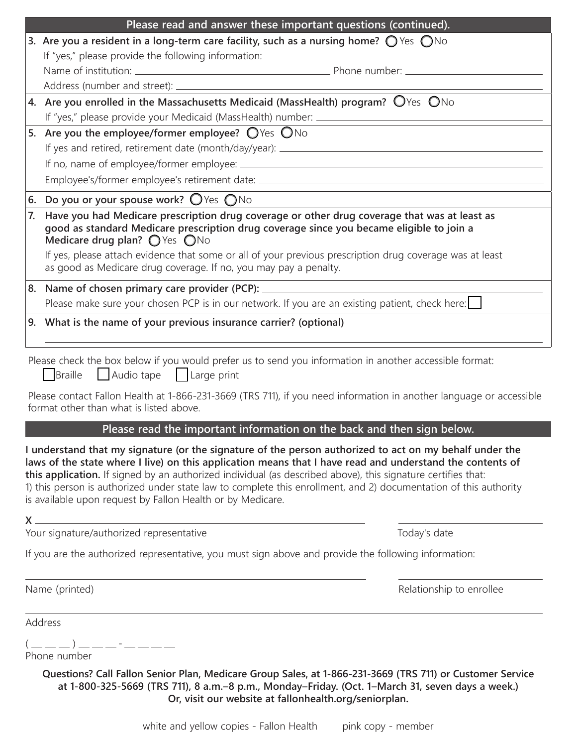## Please read and answer these important questions (continued).

**3. Are you a resident in a long-term care facility, such as a nursing home?** ◯ Yes ◯ No

If "yes," please provide the following information:

Name of institution: ______________________ Phone number: ______________________

Address (number and street): ______________________

**4. Are you enrolled in the Massachusetts Medicaid (MassHealth) program?** ◯ Yes ◯ No

If "yes," please provide your Medicaid (MassHealth) number: ______________________

**5. Are you the employee/former employee?** ◯ Yes ◯ No

If yes and retired, retirement date (month/day/year): ______________________

If no, name of employee/former employee: ______________________

Employee's/former employee's retirement date: ______________________

**6. Do you or your spouse work?** ◯ Yes ◯ No

**7. Have you had Medicare prescription drug coverage or other drug coverage that was at least as good as standard Medicare prescription drug coverage since you became eligible to join a Medicare drug plan?** ◯ Yes ◯ No

If yes, please attach evidence that some or all of your previous prescription drug coverage was at least as good as Medicare drug coverage. If no, you may pay a penalty.

**8. Name of chosen primary care provider (PCP):** ______________________

Please make sure your chosen PCP is in our network. If you are an existing patient, check here: ☐

**9. What is the name of your previous insurance carrier? (optional)**

______________________

Please check the box below if you would prefer us to send you information in another accessible format:

☐ Braille ☐ Audio tape ☐ Large print

Please contact Fallon Health at 1-866-231-3669 (TRS 711), if you need information in another language or accessible format other than what is listed above.

## Please read the important information on the back and then sign below.

**I understand that my signature (or the signature of the person authorized to act on my behalf under the laws of the state where I live) on this application means that I have read and understand the contents of this application.** If signed by an authorized individual (as described above), this signature certifies that: 1) this person is authorized under state law to complete this enrollment, and 2) documentation of this authority is available upon request by Fallon Health or by Medicare.

X ______________________ ______________________

Your signature/authorized representative Today's date

If you are the authorized representative, you must sign above and provide the following information:

______________________ ______________________

Name (printed) Relationship to enrollee

______________________

Address

( __ __ __ ) __ __ __ - __ __ __ __

Phone number

**Questions? Call Fallon Senior Plan, Medicare Group Sales, at 1-866-231-3669 (TRS 711) or Customer Service at 1-800-325-5669 (TRS 711), 8 a.m.–8 p.m., Monday–Friday. (Oct. 1–March 31, seven days a week.) Or, visit our website at fallonhealth.org/seniorplan.**

white and yellow copies - Fallon Health pink copy - member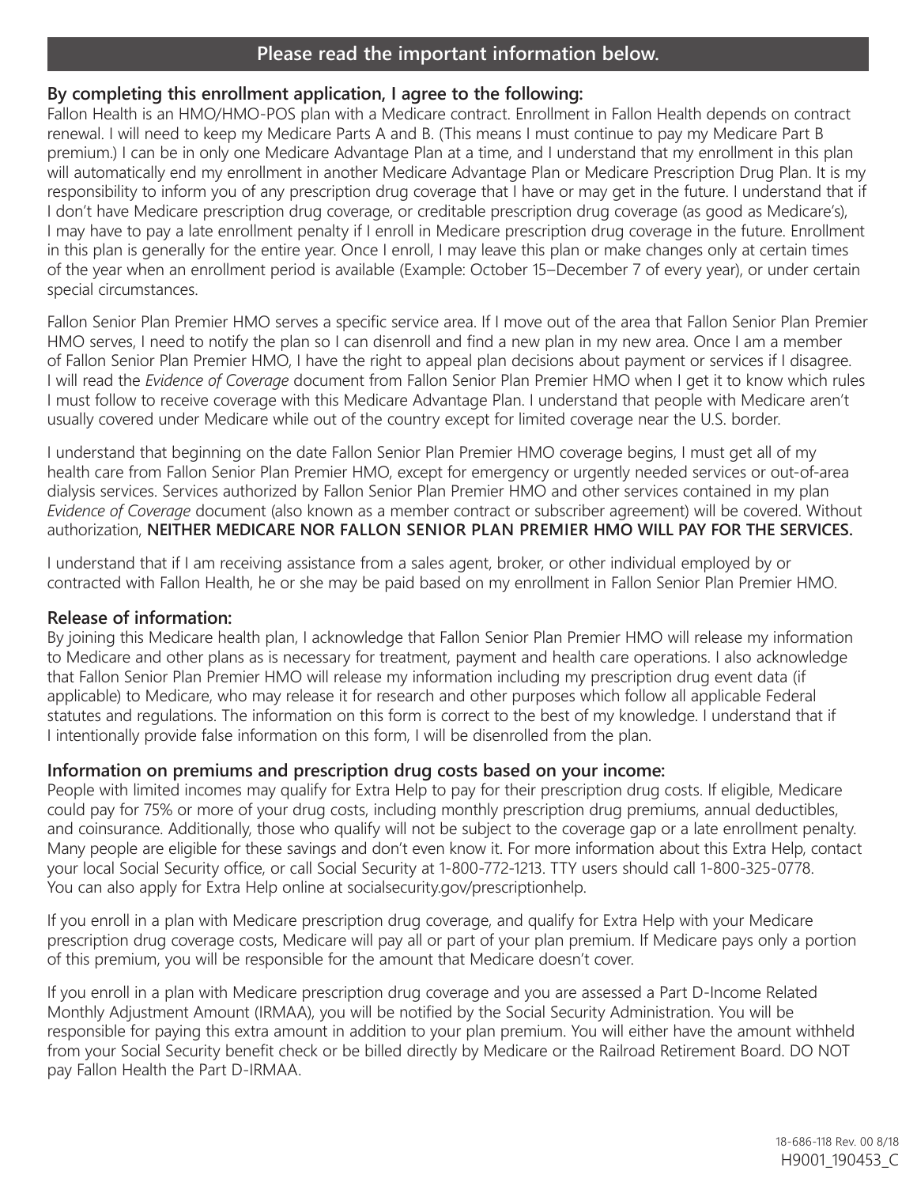## Please read the important information below.

**By completing this enrollment application, I agree to the following:**
Fallon Health is an HMO/HMO-POS plan with a Medicare contract. Enrollment in Fallon Health depends on contract renewal. I will need to keep my Medicare Parts A and B. (This means I must continue to pay my Medicare Part B premium.) I can be in only one Medicare Advantage Plan at a time, and I understand that my enrollment in this plan will automatically end my enrollment in another Medicare Advantage Plan or Medicare Prescription Drug Plan. It is my responsibility to inform you of any prescription drug coverage that I have or may get in the future. I understand that if I don't have Medicare prescription drug coverage, or creditable prescription drug coverage (as good as Medicare's), I may have to pay a late enrollment penalty if I enroll in Medicare prescription drug coverage in the future. Enrollment in this plan is generally for the entire year. Once I enroll, I may leave this plan or make changes only at certain times of the year when an enrollment period is available (Example: October 15–December 7 of every year), or under certain special circumstances.

Fallon Senior Plan Premier HMO serves a specific service area. If I move out of the area that Fallon Senior Plan Premier HMO serves, I need to notify the plan so I can disenroll and find a new plan in my new area. Once I am a member of Fallon Senior Plan Premier HMO, I have the right to appeal plan decisions about payment or services if I disagree. I will read the *Evidence of Coverage* document from Fallon Senior Plan Premier HMO when I get it to know which rules I must follow to receive coverage with this Medicare Advantage Plan. I understand that people with Medicare aren't usually covered under Medicare while out of the country except for limited coverage near the U.S. border.

I understand that beginning on the date Fallon Senior Plan Premier HMO coverage begins, I must get all of my health care from Fallon Senior Plan Premier HMO, except for emergency or urgently needed services or out-of-area dialysis services. Services authorized by Fallon Senior Plan Premier HMO and other services contained in my plan *Evidence of Coverage* document (also known as a member contract or subscriber agreement) will be covered. Without authorization, **NEITHER MEDICARE NOR FALLON SENIOR PLAN PREMIER HMO WILL PAY FOR THE SERVICES.**

I understand that if I am receiving assistance from a sales agent, broker, or other individual employed by or contracted with Fallon Health, he or she may be paid based on my enrollment in Fallon Senior Plan Premier HMO.

**Release of information:**
By joining this Medicare health plan, I acknowledge that Fallon Senior Plan Premier HMO will release my information to Medicare and other plans as is necessary for treatment, payment and health care operations. I also acknowledge that Fallon Senior Plan Premier HMO will release my information including my prescription drug event data (if applicable) to Medicare, who may release it for research and other purposes which follow all applicable Federal statutes and regulations. The information on this form is correct to the best of my knowledge. I understand that if I intentionally provide false information on this form, I will be disenrolled from the plan.

**Information on premiums and prescription drug costs based on your income:**
People with limited incomes may qualify for Extra Help to pay for their prescription drug costs. If eligible, Medicare could pay for 75% or more of your drug costs, including monthly prescription drug premiums, annual deductibles, and coinsurance. Additionally, those who qualify will not be subject to the coverage gap or a late enrollment penalty. Many people are eligible for these savings and don't even know it. For more information about this Extra Help, contact your local Social Security office, or call Social Security at 1-800-772-1213. TTY users should call 1-800-325-0778. You can also apply for Extra Help online at socialsecurity.gov/prescriptionhelp.

If you enroll in a plan with Medicare prescription drug coverage, and qualify for Extra Help with your Medicare prescription drug coverage costs, Medicare will pay all or part of your plan premium. If Medicare pays only a portion of this premium, you will be responsible for the amount that Medicare doesn't cover.

If you enroll in a plan with Medicare prescription drug coverage and you are assessed a Part D-Income Related Monthly Adjustment Amount (IRMAA), you will be notified by the Social Security Administration. You will be responsible for paying this extra amount in addition to your plan premium. You will either have the amount withheld from your Social Security benefit check or be billed directly by Medicare or the Railroad Retirement Board. DO NOT pay Fallon Health the Part D-IRMAA.

18-686-118 Rev. 00 8/18
H9001_190453_C